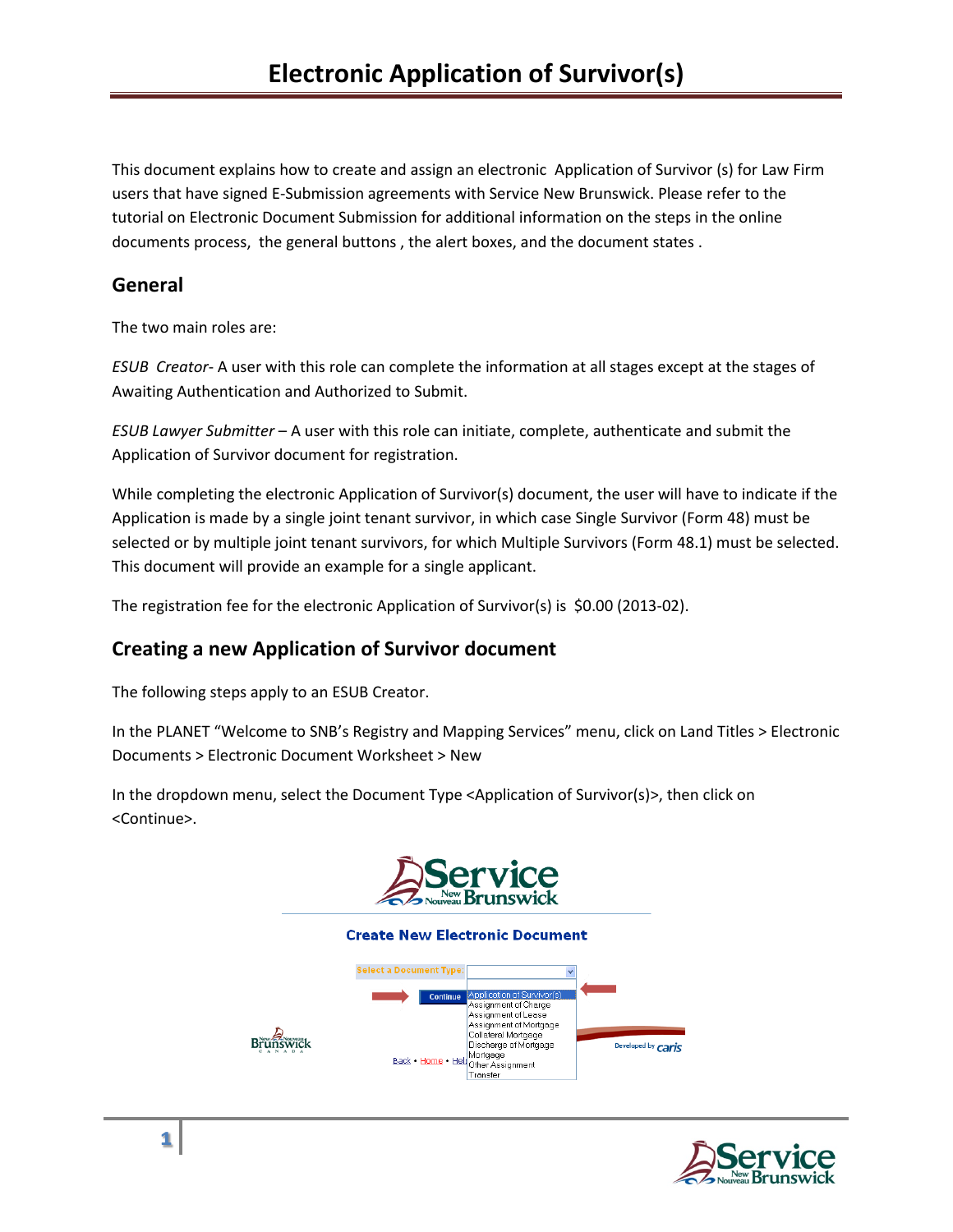# Electronic Application of Survivor(s)

This document explains how to create and assign an electronic Application of Survivor (s) for Law Firm users that have signed E-Submission agreements with Service New Brunswick. Please refer to the tutorial on Electronic Document Submission for additional information on the steps in the online documents process, the general buttons , the alert boxes, and the document states .

## General

The two main roles are:

*ESUB Creator*- A user with this role can complete the information at all stages except at the stages of Awaiting Authentication and Authorized to Submit.

*ESUB Lawyer Submitter* – A user with this role can initiate, complete, authenticate and submit the Application of Survivor document for registration.

While completing the electronic Application of Survivor(s) document, the user will have to indicate if the Application is made by a single joint tenant survivor, in which case Single Survivor (Form 48) must be selected or by multiple joint tenant survivors, for which Multiple Survivors (Form 48.1) must be selected. This document will provide an example for a single applicant.

The registration fee for the electronic Application of Survivor(s) is $0.00 (2013-02).

## Creating a new Application of Survivor document

The following steps apply to an ESUB Creator.

In the PLANET "Welcome to SNB's Registry and Mapping Services" menu, click on Land Titles > Electronic Documents > Electronic Document Worksheet > New

In the dropdown menu, select the Document Type <Application of Survivor(s)>, then click on <Continue>.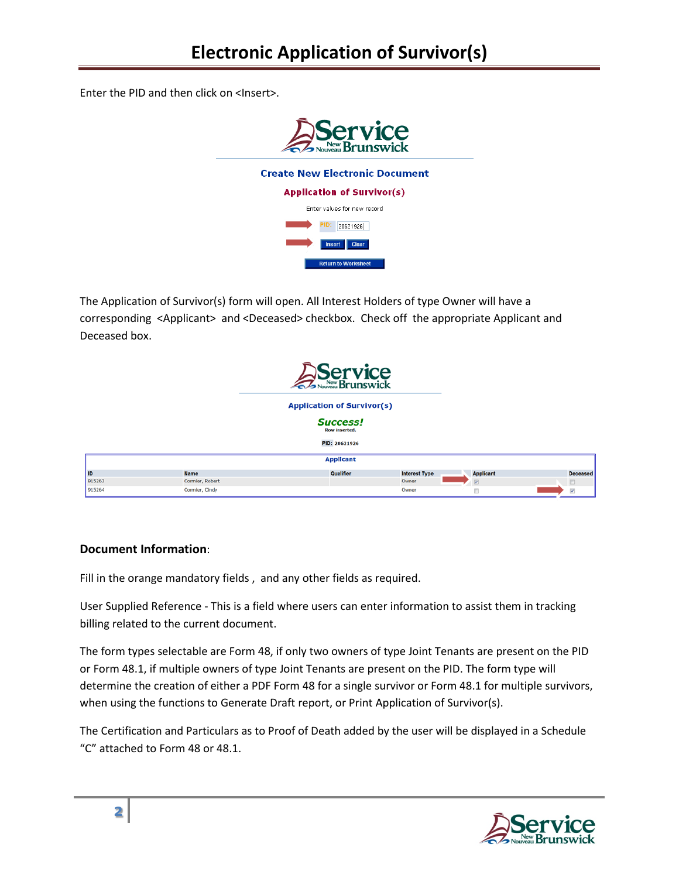# Electronic Application of Survivor(s)

Enter the PID and then click on <Insert>.

The Application of Survivor(s) form will open. All Interest Holders of type Owner will have a corresponding <Applicant> and <Deceased> checkbox. Check off the appropriate Applicant and Deceased box.

**Document Information**:

Fill in the orange mandatory fields , and any other fields as required.

User Supplied Reference - This is a field where users can enter information to assist them in tracking billing related to the current document.

The form types selectable are Form 48, if only two owners of type Joint Tenants are present on the PID or Form 48.1, if multiple owners of type Joint Tenants are present on the PID. The form type will determine the creation of either a PDF Form 48 for a single survivor or Form 48.1 for multiple survivors, when using the functions to Generate Draft report, or Print Application of Survivor(s).

The Certification and Particulars as to Proof of Death added by the user will be displayed in a Schedule "C" attached to Form 48 or 48.1.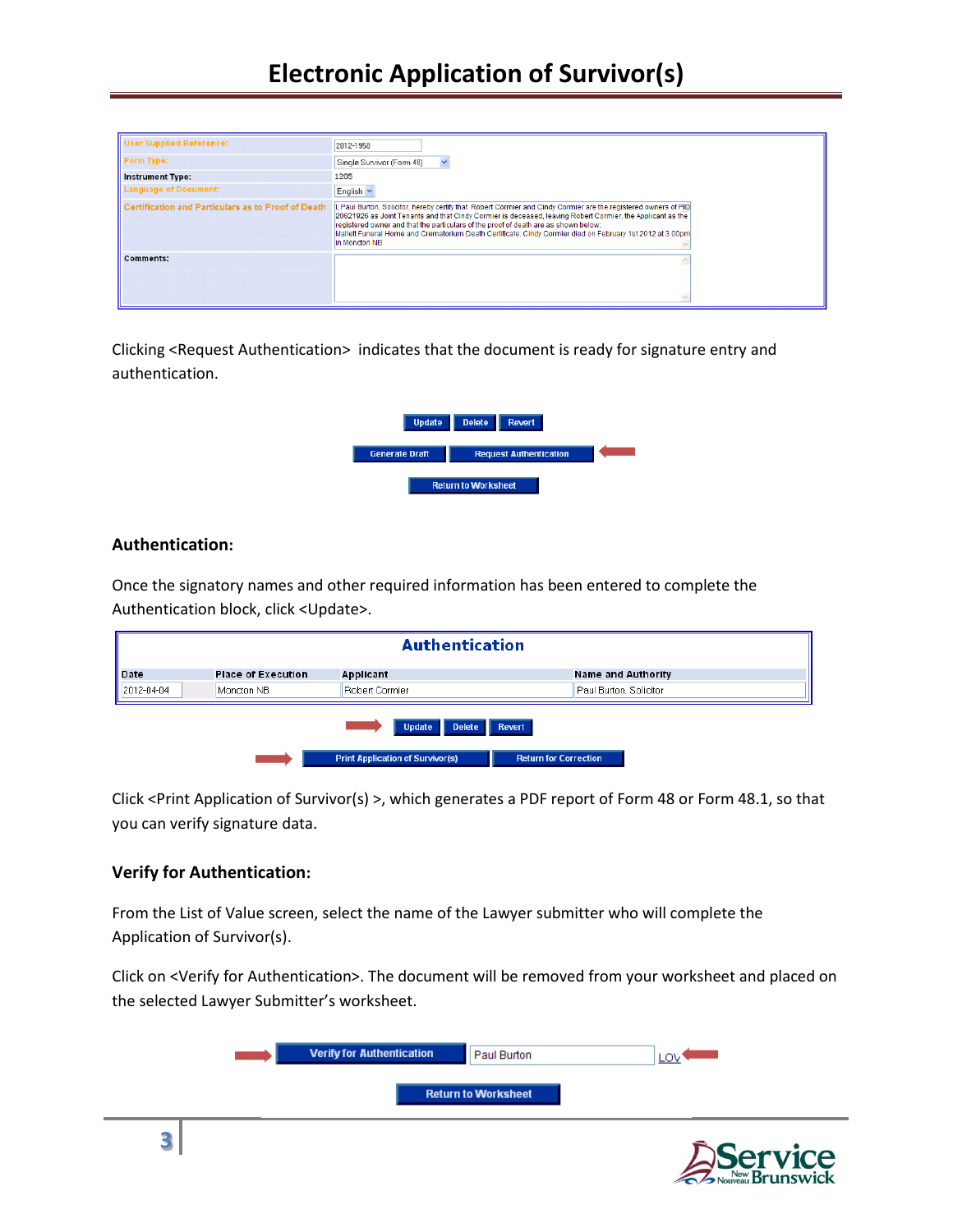# Electronic Application of Survivor(s)

| User Supplied Reference: | 2012-1958 |
| --- | --- |
| Form Type: | Single Survivor (Form 48) |
| Instrument Type: | 1205 |
| Language of Document: | English |
| Certification and Particulars as to Proof of Death | I, Paul Burton, Solicitor, hereby certify that Robert Cormier and Cindy Cormier are the registered owners of PID 20621926 as Joint Tenants and that Cindy Cormier is deceased, leaving Robert Cormier, the Applicant as the registered owner and that the particulars of the proof of death are as shown below: Mallett Funeral Home and Crematorium Death Certificate; Cindy Cormier died on February 1st 2012 at 3.00pm in Moncton NB |
| Comments: | |

Clicking <Request Authentication> indicates that the document is ready for signature entry and authentication.

Update | Delete | Revert

Generate Draft | Request Authentication

Return to Worksheet

### Authentication:

Once the signatory names and other required information has been entered to complete the Authentication block, click <Update>.

**Authentication**

| Date | Place of Execution | Applicant | Name and Authority |
| --- | --- | --- | --- |
| 2012-04-04 | Moncton NB | Robert Cormier | Paul Burton, Solicitor |

Update | Delete | Revert

Print Application of Survivor(s) | Return for Correction

Click <Print Application of Survivor(s) >, which generates a PDF report of Form 48 or Form 48.1, so that you can verify signature data.

### Verify for Authentication:

From the List of Value screen, select the name of the Lawyer submitter who will complete the Application of Survivor(s).

Click on <Verify for Authentication>. The document will be removed from your worksheet and placed on the selected Lawyer Submitter's worksheet.

Verify for Authentication | Paul Burton | LOV

Return to Worksheet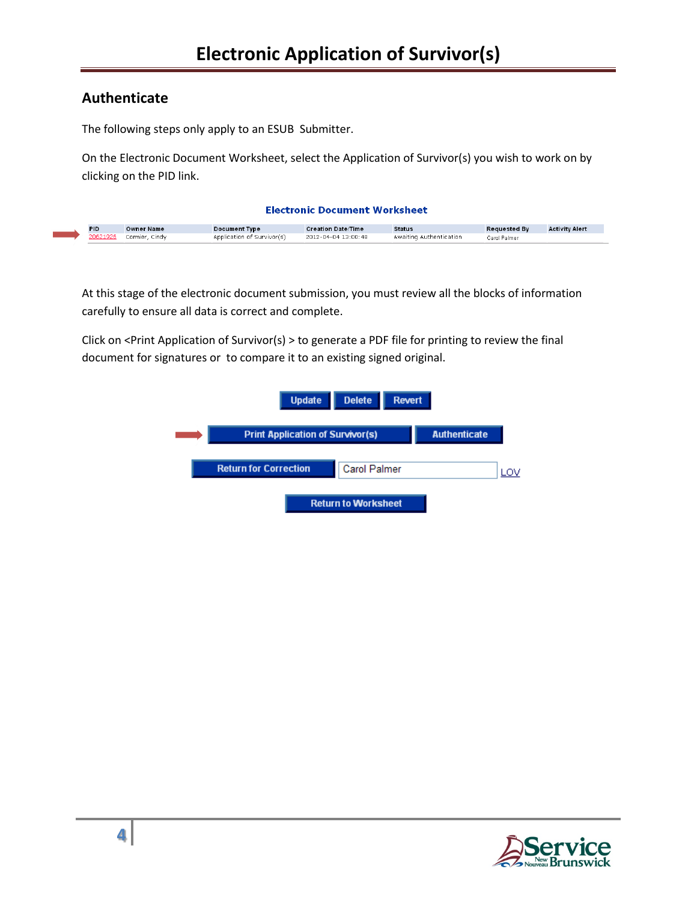# Electronic Application of Survivor(s)

## Authenticate

The following steps only apply to an ESUB Submitter.

On the Electronic Document Worksheet, select the Application of Survivor(s) you wish to work on by clicking on the PID link.

**Electronic Document Worksheet**

| PID | Owner Name | Document Type | Creation Date/Time | Status | Requested By | Activity Alert |
|---|---|---|---|---|---|---|
| 20621926 | Cormier, Cindy | Application of Survivor(s) | 2012-04-04 13:00:48 | Awaiting Authentication | Carol Palmer | |

At this stage of the electronic document submission, you must review all the blocks of information carefully to ensure all data is correct and complete.

Click on <Print Application of Survivor(s) > to generate a PDF file for printing to review the final document for signatures or to compare it to an existing signed original.

Update | Delete | Revert

Print Application of Survivor(s) | Authenticate

Return for Correction | Carol Palmer | LOV

Return to Worksheet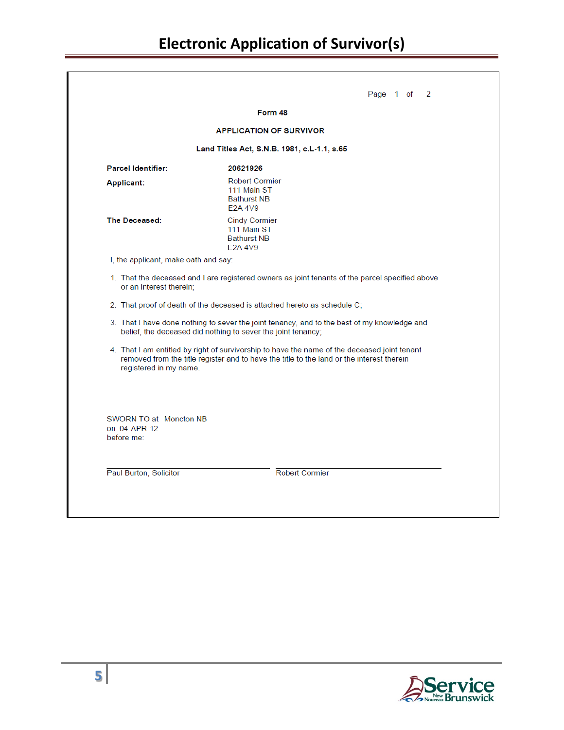# Electronic Application of Survivor(s)

Page 1 of 2

**Form 48**

**APPLICATION OF SURVIVOR**

**Land Titles Act, S.N.B. 1981, c.L-1.1, s.65**

**Parcel Identifier:** **20621926**

**Applicant:**
Robert Cormier
111 Main ST
Bathurst NB
E2A 4V9

**The Deceased:**
Cindy Cormier
111 Main ST
Bathurst NB
E2A 4V9

I, the applicant, make oath and say:

1. That the deceased and I are registered owners as joint tenants of the parcel specified above or an interest therein;
2. That proof of death of the deceased is attached hereto as schedule C;
3. That I have done nothing to sever the joint tenancy, and to the best of my knowledge and belief, the deceased did nothing to sever the joint tenancy;
4. That I am entitled by right of survivorship to have the name of the deceased joint tenant removed from the title register and to have the title to the land or the interest therein registered in my name.

SWORN TO at Moncton NB
on 04-APR-12
before me:

Paul Burton, Solicitor

Robert Cormier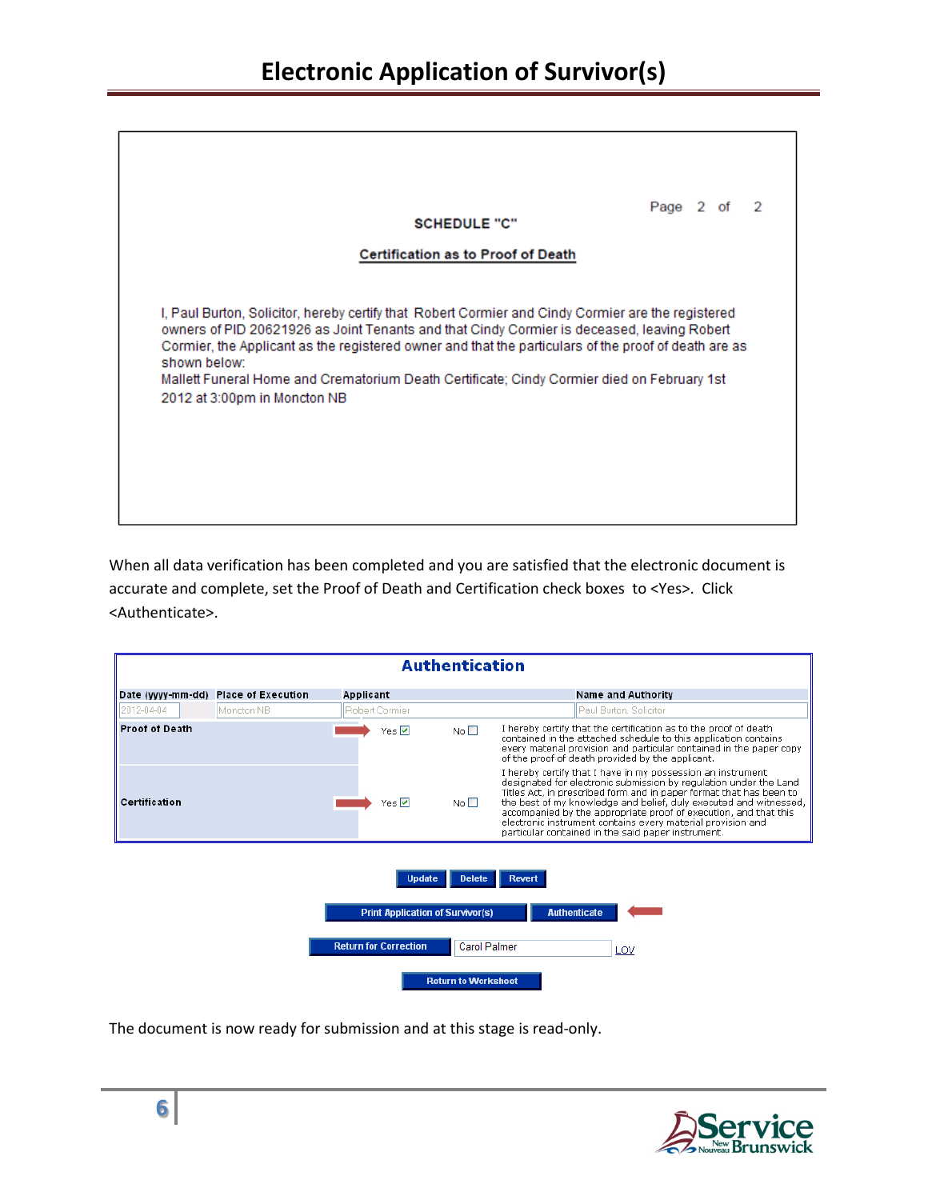# Electronic Application of Survivor(s)

Page 2 of 2

**SCHEDULE "C"**

**Certification as to Proof of Death**

I, Paul Burton, Solicitor, hereby certify that Robert Cormier and Cindy Cormier are the registered owners of PID 20621926 as Joint Tenants and that Cindy Cormier is deceased, leaving Robert Cormier, the Applicant as the registered owner and that the particulars of the proof of death are as shown below:
Mallett Funeral Home and Crematorium Death Certificate; Cindy Cormier died on February 1st 2012 at 3:00pm in Moncton NB

When all data verification has been completed and you are satisfied that the electronic document is accurate and complete, set the Proof of Death and Certification check boxes to <Yes>. Click <Authenticate>.

**Authentication**

| Date (yyyy-mm-dd) | Place of Execution | Applicant | Name and Authority |
|---|---|---|---|
| 2012-04-04 | Moncton NB | Robert Cormier | Paul Burton, Solicitor |

| | Yes | No | |
|---|---|---|---|
| Proof of Death | Yes ☑ | No ☐ | I hereby certify that the certification as to the proof of death contained in the attached schedule to this application contains every material provision and particular contained in the paper copy of the proof of death provided by the applicant. |
| Certification | Yes ☑ | No ☐ | I hereby certify that I have in my possession an instrument designated for electronic submission by regulation under the Land Titles Act, in prescribed form and in paper format that has been to the best of my knowledge and belief, duly executed and witnessed, accompanied by the appropriate proof of execution, and that this electronic instrument contains every material provision and particular contained in the said paper instrument. |

Update | Delete | Revert

Print Application of Survivor(s) | Authenticate

Return for Correction | Carol Palmer | LOV

Return to Worksheet

The document is now ready for submission and at this stage is read-only.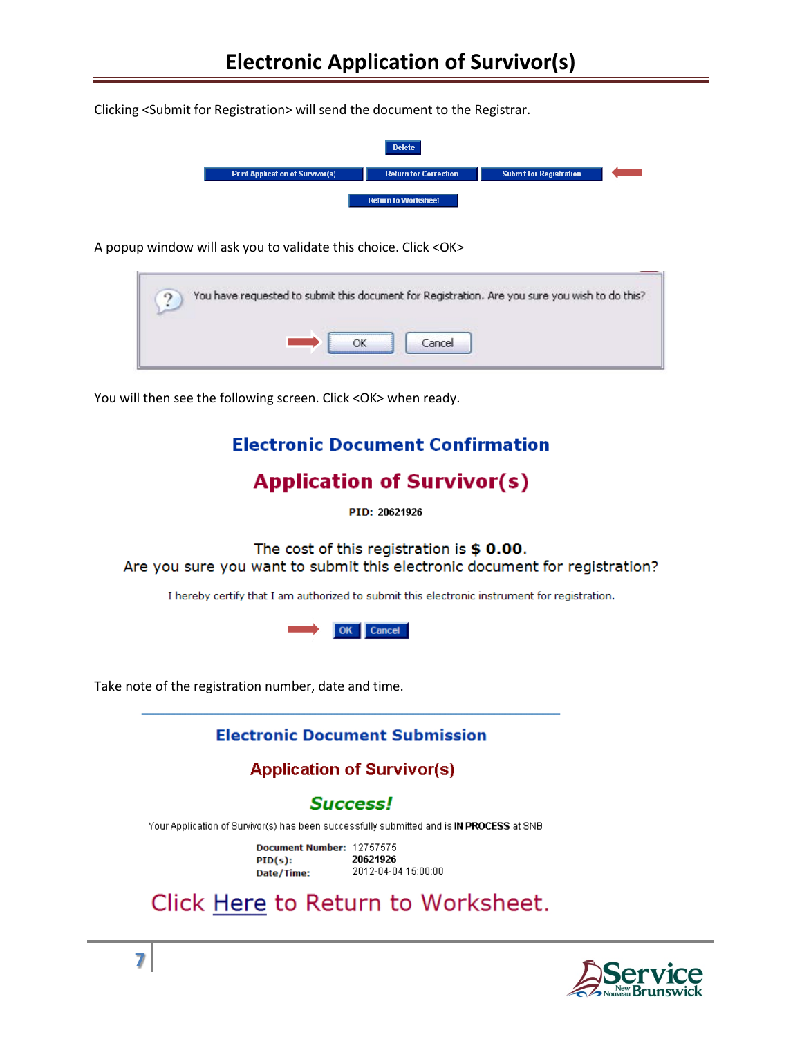# Electronic Application of Survivor(s)

Clicking <Submit for Registration> will send the document to the Registrar.

Delete

Print Application of Survivor(s) | Return for Correction | Submit for Registration

Return to Worksheet

A popup window will ask you to validate this choice. Click <OK>

You have requested to submit this document for Registration. Are you sure you wish to do this?

OK | Cancel

You will then see the following screen. Click <OK> when ready.

## Electronic Document Confirmation

## Application of Survivor(s)

**PID: 20621926**

The cost of this registration is **$ 0.00**.
Are you sure you want to submit this electronic document for registration?

I hereby certify that I am authorized to submit this electronic instrument for registration.

OK | Cancel

Take note of the registration number, date and time.

## Electronic Document Submission

## Application of Survivor(s)

***Success!***

Your Application of Survivor(s) has been successfully submitted and is **IN PROCESS** at SNB

**Document Number:** 12757575
**PID(s):** **20621926**
**Date/Time:** 2012-04-04 15:00:00

Click Here to Return to Worksheet.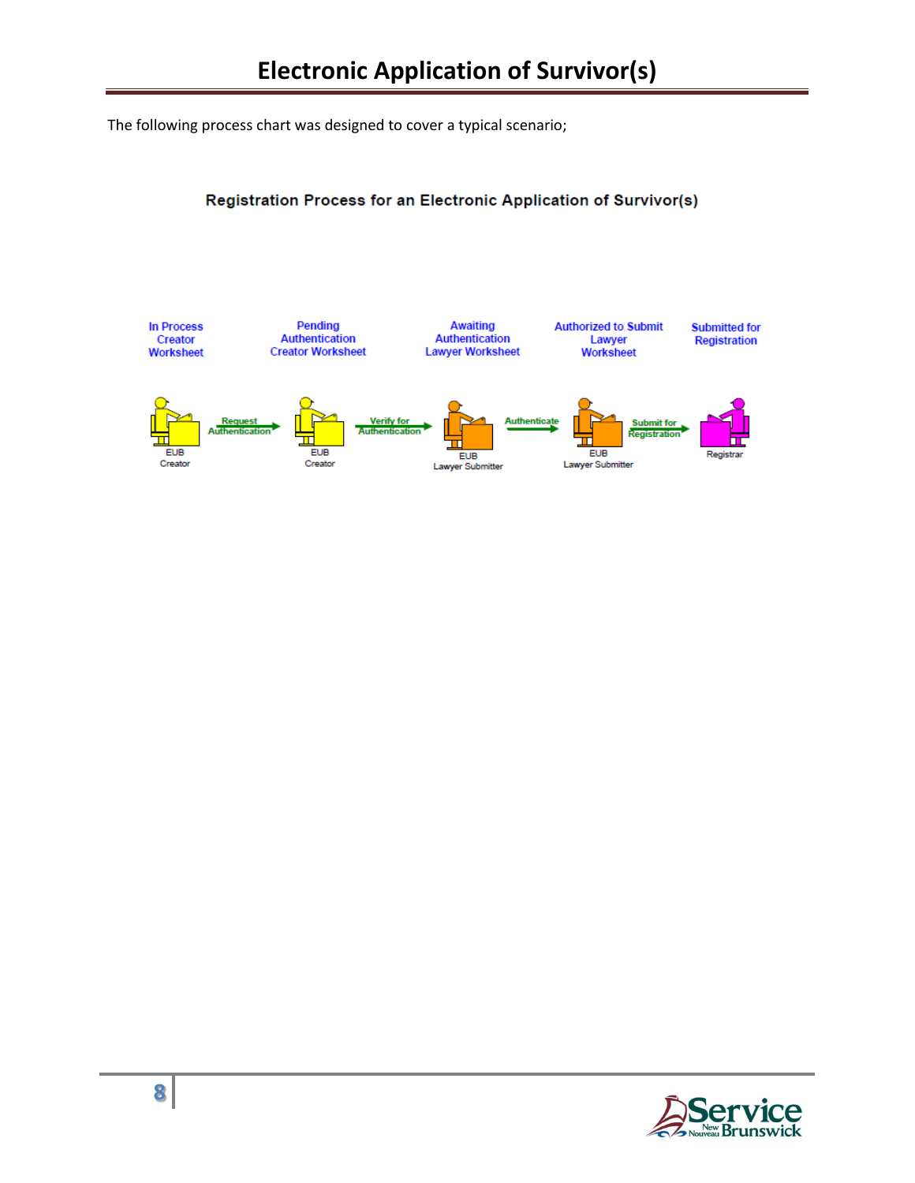# Electronic Application of Survivor(s)

The following process chart was designed to cover a typical scenario;

Registration Process for an Electronic Application of Survivor(s)

In Process Creator Worksheet

Pending Authentication Creator Worksheet

Awaiting Authentication Lawyer Worksheet

Authorized to Submit Lawyer Worksheet

Submitted for Registration

EUB Creator

Request Authentication

EUB Creator

Verify for Authentication

EUB Lawyer Submitter

Authenticate

EUB Lawyer Submitter

Submit for Registration

Registrar